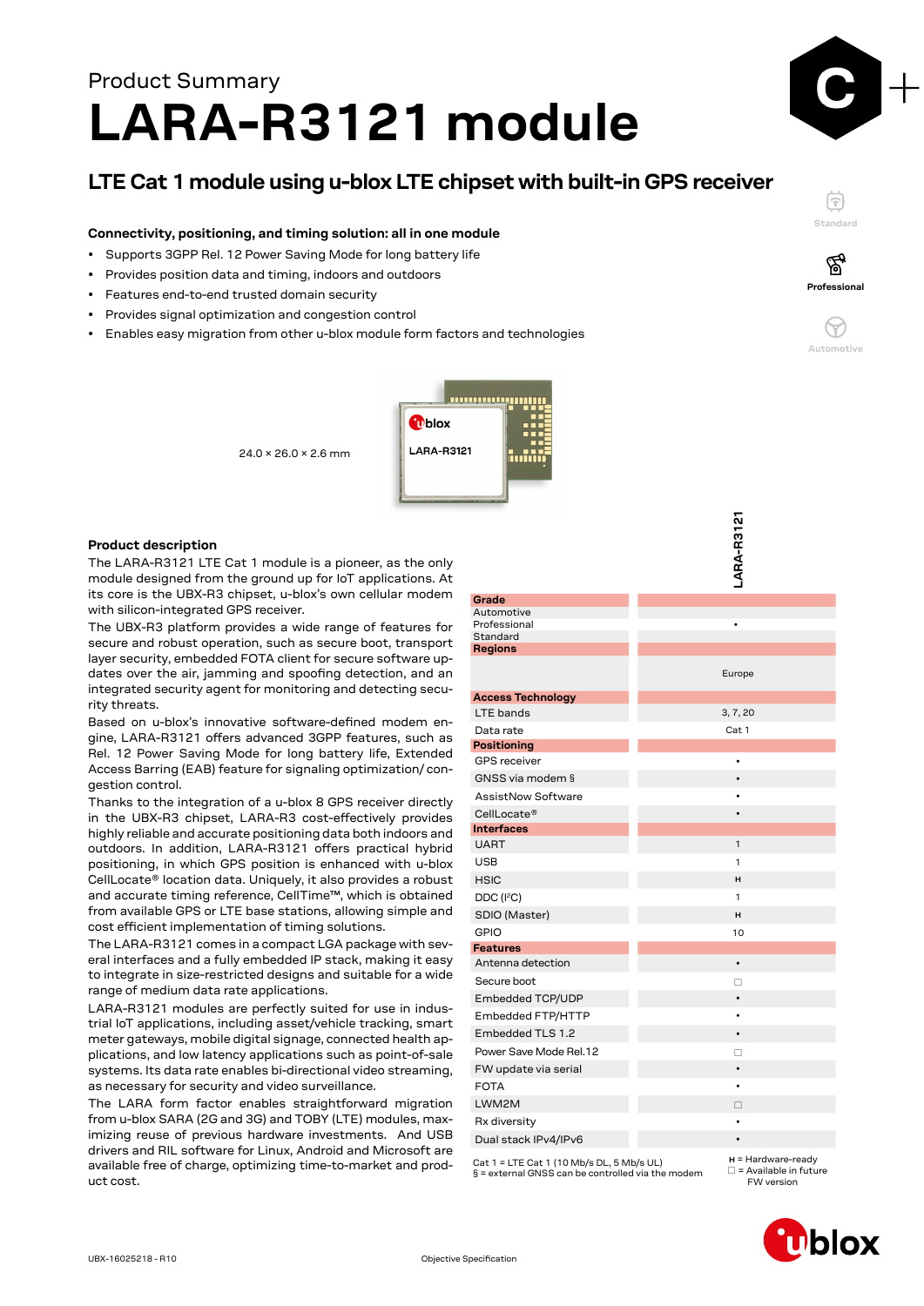Product Summary

# LARA-R3121 module

## LTE Cat 1 module using u-blox LTE chipset with built-in GPS receiver

Standard

**Professional**

Automotive

### Connectivity, positioning, and timing solution: all in one module

- Supports 3GPP Rel. 12 Power Saving Mode for long battery life
- Provides position data and timing, indoors and outdoors
- Features end-to-end trusted domain security
- Provides signal optimization and congestion control
- Enables easy migration from other u-blox module form factors and technologies

24.0 × 26.0 × 2.6 mm

### Product description

The LARA-R3121 LTE Cat 1 module is a pioneer, as the only module designed from the ground up for IoT applications. At its core is the UBX-R3 chipset, u-blox's own cellular modem with silicon-integrated GPS receiver.

The UBX-R3 platform provides a wide range of features for secure and robust operation, such as secure boot, transport layer security, embedded FOTA client for secure software updates over the air, jamming and spoofing detection, and an integrated security agent for monitoring and detecting security threats.

Based on u-blox's innovative software-defined modem engine, LARA-R3121 offers advanced 3GPP features, such as Rel. 12 Power Saving Mode for long battery life, Extended Access Barring (EAB) feature for signaling optimization/ congestion control.

Thanks to the integration of a u-blox 8 GPS receiver directly in the UBX-R3 chipset, LARA-R3 cost-effectively provides highly reliable and accurate positioning data both indoors and outdoors. In addition, LARA-R3121 offers practical hybrid positioning, in which GPS position is enhanced with u-blox CellLocate® location data. Uniquely, it also provides a robust and accurate timing reference, CellTime™, which is obtained from available GPS or LTE base stations, allowing simple and cost efficient implementation of timing solutions.

The LARA-R3121 comes in a compact LGA package with several interfaces and a fully embedded IP stack, making it easy to integrate in size-restricted designs and suitable for a wide range of medium data rate applications.

LARA-R3121 modules are perfectly suited for use in industrial IoT applications, including asset/vehicle tracking, smart meter gateways, mobile digital signage, connected health applications, and low latency applications such as point-of-sale systems. Its data rate enables bi-directional video streaming, as necessary for security and video surveillance.

The LARA form factor enables straightforward migration from u-blox SARA (2G and 3G) and TOBY (LTE) modules, maximizing reuse of previous hardware investments. And USB drivers and RIL software for Linux, Android and Microsoft are available free of charge, optimizing time-to-market and product cost.

| | LARA-R3121 |
|---|---|
| **Grade** | |
| Automotive | |
| Professional | • |
| Standard | |
| **Regions** | |
| | Europe |
| **Access Technology** | |
| LTE bands | 3, 7, 20 |
| Data rate | Cat 1 |
| **Positioning** | |
| GPS receiver | • |
| GNSS via modem § | • |
| AssistNow Software | • |
| CellLocate® | • |
| **Interfaces** | |
| UART | 1 |
| USB | 1 |
| HSIC | H |
| DDC (I²C) | 1 |
| SDIO (Master) | H |
| GPIO | 10 |
| **Features** | |
| Antenna detection | • |
| Secure boot | □ |
| Embedded TCP/UDP | • |
| Embedded FTP/HTTP | • |
| Embedded TLS 1.2 | • |
| Power Save Mode Rel.12 | □ |
| FW update via serial | • |
| FOTA | • |
| LWM2M | □ |
| Rx diversity | • |
| Dual stack IPv4/IPv6 | • |

Cat 1 = LTE Cat 1 (10 Mb/s DL, 5 Mb/s UL)
§ = external GNSS can be controlled via the modem

H = Hardware-ready
□ = Available in future FW version

UBX-16025218 - R10

Objective Specification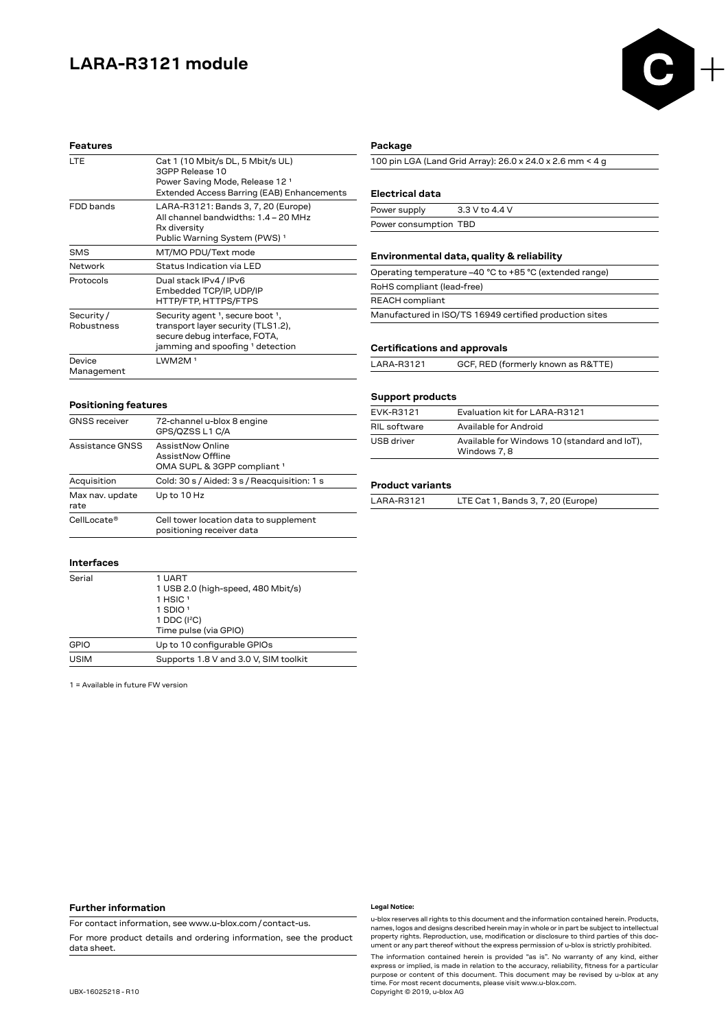# LARA-R3121 module

### Features

| | |
|---|---|
| LTE | Cat 1 (10 Mbit/s DL, 5 Mbit/s UL)<br>3GPP Release 10<br>Power Saving Mode, Release 12 [1]<br>Extended Access Barring (EAB) Enhancements |
| FDD bands | LARA-R3121: Bands 3, 7, 20 (Europe)<br>All channel bandwidths: 1.4 – 20 MHz<br>Rx diversity<br>Public Warning System (PWS) [1] |
| SMS | MT/MO PDU/Text mode |
| Network | Status Indication via LED |
| Protocols | Dual stack IPv4 / IPv6<br>Embedded TCP/IP, UDP/IP<br>HTTP/FTP, HTTPS/FTPS |
| Security / Robustness | Security agent [1], secure boot [1],<br>transport layer security (TLS1.2),<br>secure debug interface, FOTA,<br>jamming and spoofing [1] detection |
| Device Management | LWM2M [1] |

### Positioning features

| | |
|---|---|
| GNSS receiver | 72-channel u-blox 8 engine<br>GPS/QZSS L1 C/A |
| Assistance GNSS | AssistNow Online<br>AssistNow Offline<br>OMA SUPL & 3GPP compliant [1] |
| Acquisition | Cold: 30 s / Aided: 3 s / Reacquisition: 1 s |
| Max nav. update rate | Up to 10 Hz |
| CellLocate® | Cell tower location data to supplement positioning receiver data |

### Interfaces

| | |
|---|---|
| Serial | 1 UART<br>1 USB 2.0 (high-speed, 480 Mbit/s)<br>1 HSIC [1]<br>1 SDIO [1]<br>1 DDC (I²C)<br>Time pulse (via GPIO) |
| GPIO | Up to 10 configurable GPIOs |
| USIM | Supports 1.8 V and 3.0 V, SIM toolkit |

1 = Available in future FW version

### Package

100 pin LGA (Land Grid Array): 26.0 x 24.0 x 2.6 mm < 4 g

### Electrical data

| | |
|---|---|
| Power supply | 3.3 V to 4.4 V |
| Power consumption | TBD |

### Environmental data, quality & reliability

Operating temperature –40 °C to +85 °C (extended range)

RoHS compliant (lead-free)

REACH compliant

Manufactured in ISO/TS 16949 certified production sites

### Certifications and approvals

| | |
|---|---|
| LARA-R3121 | GCF, RED (formerly known as R&TTE) |

### Support products

| | |
|---|---|
| EVK-R3121 | Evaluation kit for LARA-R3121 |
| RIL software | Available for Android |
| USB driver | Available for Windows 10 (standard and IoT), Windows 7, 8 |

### Product variants

| | |
|---|---|
| LARA-R3121 | LTE Cat 1, Bands 3, 7, 20 (Europe) |

### Further information

For contact information, see www.u-blox.com / contact-us.

For more product details and ordering information, see the product data sheet.

UBX-16025218 - R10

**Legal Notice:**

u-blox reserves all rights to this document and the information contained herein. Products, names, logos and designs described herein may in whole or in part be subject to intellectual property rights. Reproduction, use, modification or disclosure to third parties of this document or any part thereof without the express permission of u-blox is strictly prohibited.

The information contained herein is provided "as is". No warranty of any kind, either express or implied, is made in relation to the accuracy, reliability, fitness for a particular purpose or content of this document. This document may be revised by u-blox at any time. For most recent documents, please visit www.u-blox.com.

Copyright © 2019, u-blox AG